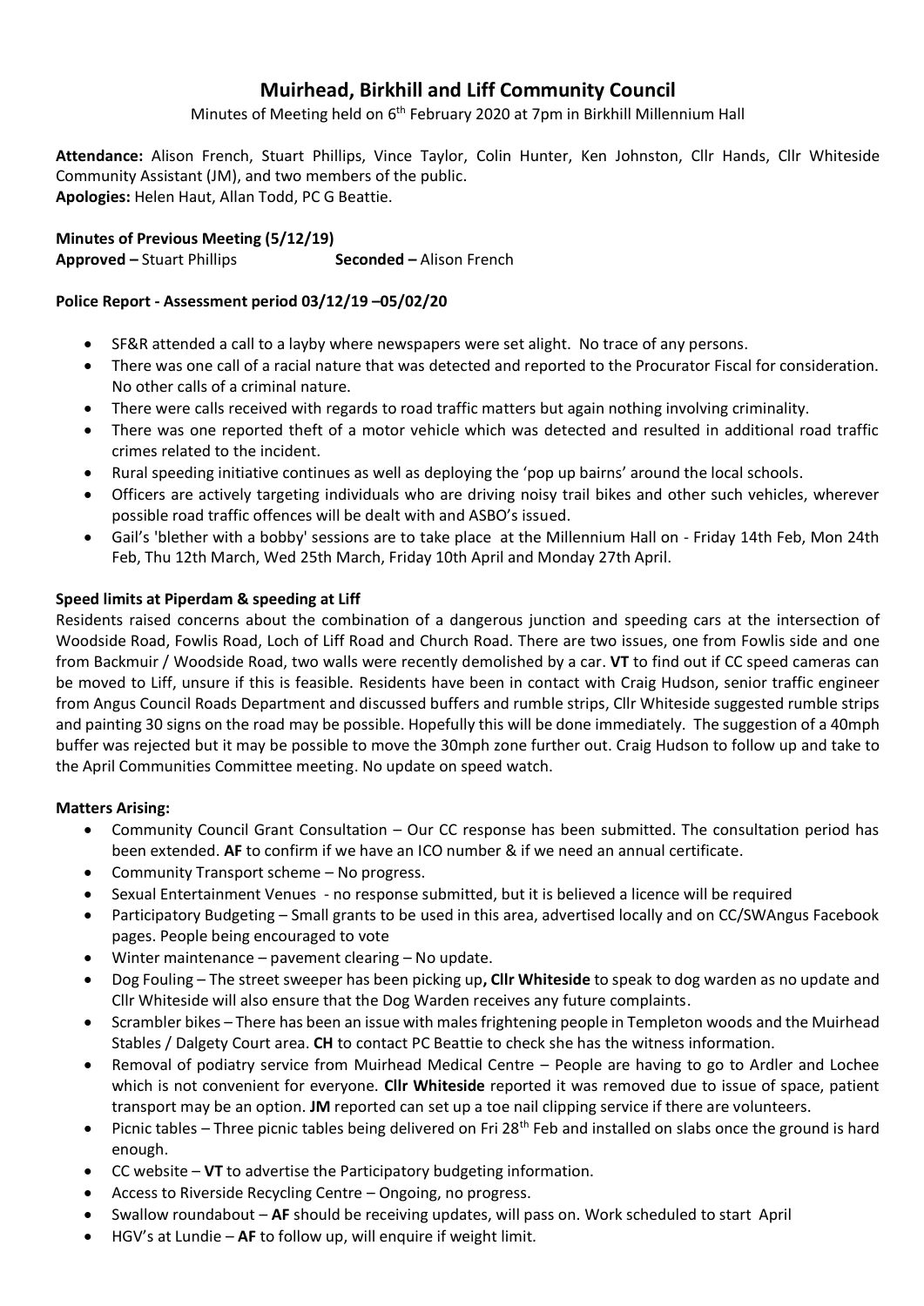# Muirhead, Birkhill and Liff Community Council

Minutes of Meeting held on 6th February 2020 at 7pm in Birkhill Millennium Hall

**Attendance:** Alison French, Stuart Phillips, Vince Taylor, Colin Hunter, Ken Johnston, Cllr Hands, Cllr Whiteside Community Assistant (JM), and two members of the public.
**Apologies:** Helen Haut, Allan Todd, PC G Beattie.

**Minutes of Previous Meeting (5/12/19)**
**Approved –** Stuart Phillips **Seconded –** Alison French

**Police Report - Assessment period 03/12/19 –05/02/20**

- SF&R attended a call to a layby where newspapers were set alight. No trace of any persons.
- There was one call of a racial nature that was detected and reported to the Procurator Fiscal for consideration. No other calls of a criminal nature.
- There were calls received with regards to road traffic matters but again nothing involving criminality.
- There was one reported theft of a motor vehicle which was detected and resulted in additional road traffic crimes related to the incident.
- Rural speeding initiative continues as well as deploying the 'pop up bairns' around the local schools.
- Officers are actively targeting individuals who are driving noisy trail bikes and other such vehicles, wherever possible road traffic offences will be dealt with and ASBO's issued.
- Gail's 'blether with a bobby' sessions are to take place at the Millennium Hall on - Friday 14th Feb, Mon 24th Feb, Thu 12th March, Wed 25th March, Friday 10th April and Monday 27th April.

**Speed limits at Piperdam & speeding at Liff**

Residents raised concerns about the combination of a dangerous junction and speeding cars at the intersection of Woodside Road, Fowlis Road, Loch of Liff Road and Church Road. There are two issues, one from Fowlis side and one from Backmuir / Woodside Road, two walls were recently demolished by a car. **VT** to find out if CC speed cameras can be moved to Liff, unsure if this is feasible. Residents have been in contact with Craig Hudson, senior traffic engineer from Angus Council Roads Department and discussed buffers and rumble strips, Cllr Whiteside suggested rumble strips and painting 30 signs on the road may be possible. Hopefully this will be done immediately. The suggestion of a 40mph buffer was rejected but it may be possible to move the 30mph zone further out. Craig Hudson to follow up and take to the April Communities Committee meeting. No update on speed watch.

**Matters Arising:**

- Community Council Grant Consultation – Our CC response has been submitted. The consultation period has been extended. **AF** to confirm if we have an ICO number & if we need an annual certificate.
- Community Transport scheme – No progress.
- Sexual Entertainment Venues - no response submitted, but it is believed a licence will be required
- Participatory Budgeting – Small grants to be used in this area, advertised locally and on CC/SWAngus Facebook pages. People being encouraged to vote
- Winter maintenance – pavement clearing – No update.
- Dog Fouling – The street sweeper has been picking up**, Cllr Whiteside** to speak to dog warden as no update and Cllr Whiteside will also ensure that the Dog Warden receives any future complaints.
- Scrambler bikes – There has been an issue with males frightening people in Templeton woods and the Muirhead Stables / Dalgety Court area. **CH** to contact PC Beattie to check she has the witness information.
- Removal of podiatry service from Muirhead Medical Centre – People are having to go to Ardler and Lochee which is not convenient for everyone. **Cllr Whiteside** reported it was removed due to issue of space, patient transport may be an option. **JM** reported can set up a toe nail clipping service if there are volunteers.
- Picnic tables – Three picnic tables being delivered on Fri 28th Feb and installed on slabs once the ground is hard enough.
- CC website – **VT** to advertise the Participatory budgeting information.
- Access to Riverside Recycling Centre – Ongoing, no progress.
- Swallow roundabout – **AF** should be receiving updates, will pass on. Work scheduled to start April
- HGV's at Lundie – **AF** to follow up, will enquire if weight limit.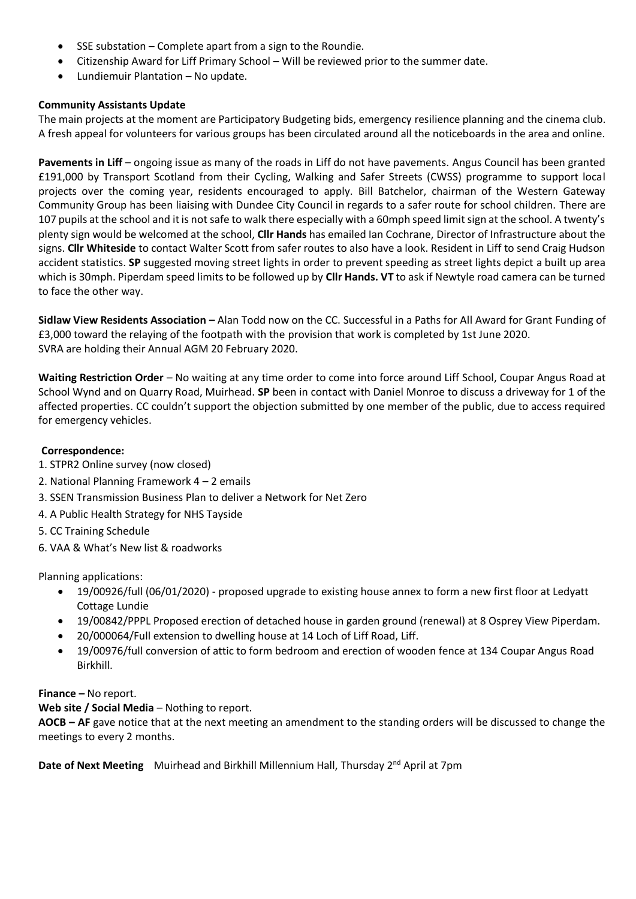- SSE substation – Complete apart from a sign to the Roundie.
- Citizenship Award for Liff Primary School – Will be reviewed prior to the summer date.
- Lundiemuir Plantation – No update.

**Community Assistants Update**

The main projects at the moment are Participatory Budgeting bids, emergency resilience planning and the cinema club. A fresh appeal for volunteers for various groups has been circulated around all the noticeboards in the area and online.

**Pavements in Liff** – ongoing issue as many of the roads in Liff do not have pavements. Angus Council has been granted £191,000 by Transport Scotland from their Cycling, Walking and Safer Streets (CWSS) programme to support local projects over the coming year, residents encouraged to apply. Bill Batchelor, chairman of the Western Gateway Community Group has been liaising with Dundee City Council in regards to a safer route for school children. There are 107 pupils at the school and it is not safe to walk there especially with a 60mph speed limit sign at the school. A twenty's plenty sign would be welcomed at the school, **Cllr Hands** has emailed Ian Cochrane, Director of Infrastructure about the signs. **Cllr Whiteside** to contact Walter Scott from safer routes to also have a look. Resident in Liff to send Craig Hudson accident statistics. **SP** suggested moving street lights in order to prevent speeding as street lights depict a built up area which is 30mph. Piperdam speed limits to be followed up by **Cllr Hands. VT** to ask if Newtyle road camera can be turned to face the other way.

**Sidlaw View Residents Association –** Alan Todd now on the CC. Successful in a Paths for All Award for Grant Funding of £3,000 toward the relaying of the footpath with the provision that work is completed by 1st June 2020.
SVRA are holding their Annual AGM 20 February 2020.

**Waiting Restriction Order** – No waiting at any time order to come into force around Liff School, Coupar Angus Road at School Wynd and on Quarry Road, Muirhead. **SP** been in contact with Daniel Monroe to discuss a driveway for 1 of the affected properties. CC couldn't support the objection submitted by one member of the public, due to access required for emergency vehicles.

**Correspondence:**

1. STPR2 Online survey (now closed)
2. National Planning Framework 4 – 2 emails
3. SSEN Transmission Business Plan to deliver a Network for Net Zero
4. A Public Health Strategy for NHS Tayside
5. CC Training Schedule
6. VAA & What's New list & roadworks

Planning applications:

- 19/00926/full (06/01/2020) - proposed upgrade to existing house annex to form a new first floor at Ledyatt Cottage Lundie
- 19/00842/PPPL Proposed erection of detached house in garden ground (renewal) at 8 Osprey View Piperdam.
- 20/000064/Full extension to dwelling house at 14 Loch of Liff Road, Liff.
- 19/00976/full conversion of attic to form bedroom and erection of wooden fence at 134 Coupar Angus Road Birkhill.

**Finance –** No report.

**Web site / Social Media** – Nothing to report.

**AOCB – AF** gave notice that at the next meeting an amendment to the standing orders will be discussed to change the meetings to every 2 months.

**Date of Next Meeting** Muirhead and Birkhill Millennium Hall, Thursday 2nd April at 7pm